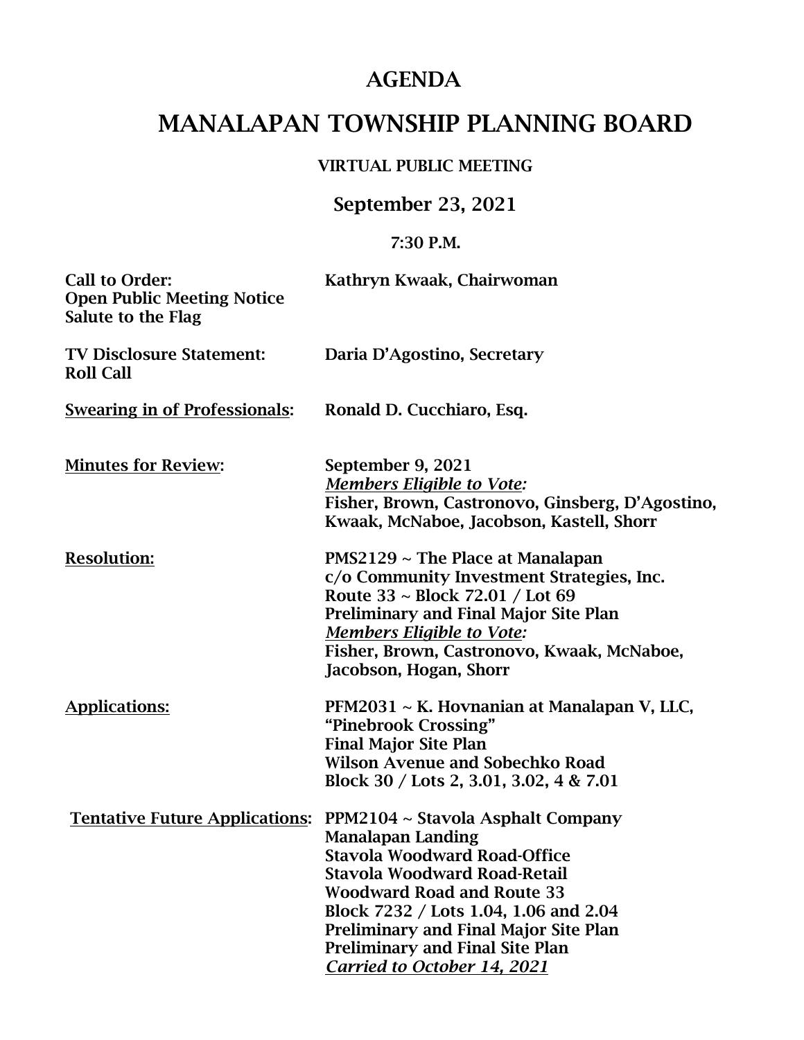# AGENDA

# MANALAPAN TOWNSHIP PLANNING BOARD

**VIRTUAL PUBLIC MEETING**

**September 23, 2021**

**7:30 P.M.**

| | |
|---|---|
| **Call to Order:**<br>**Open Public Meeting Notice**<br>**Salute to the Flag** | **Kathryn Kwaak, Chairwoman** |
| **TV Disclosure Statement:**<br>**Roll Call** | **Daria D'Agostino, Secretary** |
| **Swearing in of Professionals:** | **Ronald D. Cucchiaro, Esq.** |
| **Minutes for Review:** | **September 9, 2021**<br>***Members Eligible to Vote:***<br>**Fisher, Brown, Castronovo, Ginsberg, D'Agostino, Kwaak, McNaboe, Jacobson, Kastell, Shorr** |
| **Resolution:** | **PMS2129 ~ The Place at Manalapan**<br>**c/o Community Investment Strategies, Inc.**<br>**Route 33 ~ Block 72.01 / Lot 69**<br>**Preliminary and Final Major Site Plan**<br>***Members Eligible to Vote:***<br>**Fisher, Brown, Castronovo, Kwaak, McNaboe, Jacobson, Hogan, Shorr** |
| **Applications:** | **PFM2031 ~ K. Hovnanian at Manalapan V, LLC, "Pinebrook Crossing"**<br>**Final Major Site Plan**<br>**Wilson Avenue and Sobechko Road**<br>**Block 30 / Lots 2, 3.01, 3.02, 4 & 7.01** |
| **Tentative Future Applications:** | **PPM2104 ~ Stavola Asphalt Company**<br>**Manalapan Landing**<br>**Stavola Woodward Road-Office**<br>**Stavola Woodward Road-Retail**<br>**Woodward Road and Route 33**<br>**Block 7232 / Lots 1.04, 1.06 and 2.04**<br>**Preliminary and Final Major Site Plan**<br>**Preliminary and Final Site Plan**<br>***Carried to October 14, 2021*** |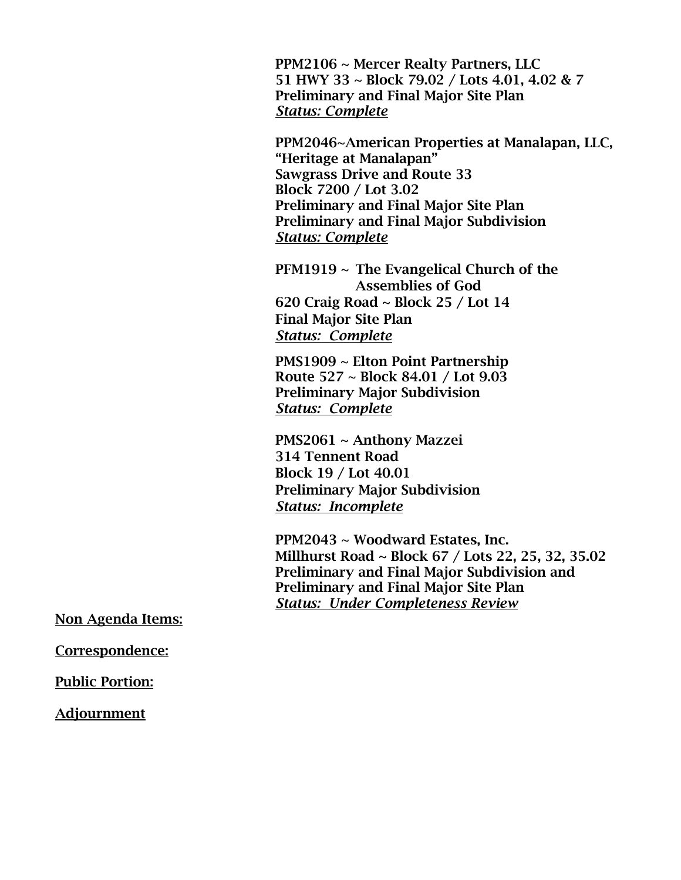**PPM2106 ~ Mercer Realty Partners, LLC**
**51 HWY 33 ~ Block 79.02 / Lots 4.01, 4.02 & 7**
**Preliminary and Final Major Site Plan**
***<u>Status: Complete</u>***

**PPM2046~American Properties at Manalapan, LLC,**
**"Heritage at Manalapan"**
**Sawgrass Drive and Route 33**
**Block 7200 / Lot 3.02**
**Preliminary and Final Major Site Plan**
**Preliminary and Final Major Subdivision**
***<u>Status: Complete</u>***

**PFM1919 ~ The Evangelical Church of the Assemblies of God**
**620 Craig Road ~ Block 25 / Lot 14**
**Final Major Site Plan**
***<u>Status: Complete</u>***

**PMS1909 ~ Elton Point Partnership**
**Route 527 ~ Block 84.01 / Lot 9.03**
**Preliminary Major Subdivision**
***<u>Status: Complete</u>***

**PMS2061 ~ Anthony Mazzei**
**314 Tennent Road**
**Block 19 / Lot 40.01**
**Preliminary Major Subdivision**
***<u>Status: Incomplete</u>***

**PPM2043 ~ Woodward Estates, Inc.**
**Millhurst Road ~ Block 67 / Lots 22, 25, 32, 35.02**
**Preliminary and Final Major Subdivision and**
**Preliminary and Final Major Site Plan**
***<u>Status: Under Completeness Review</u>***

**<u>Non Agenda Items:</u>**

**<u>Correspondence:</u>**

**<u>Public Portion:</u>**

**<u>Adjournment</u>**